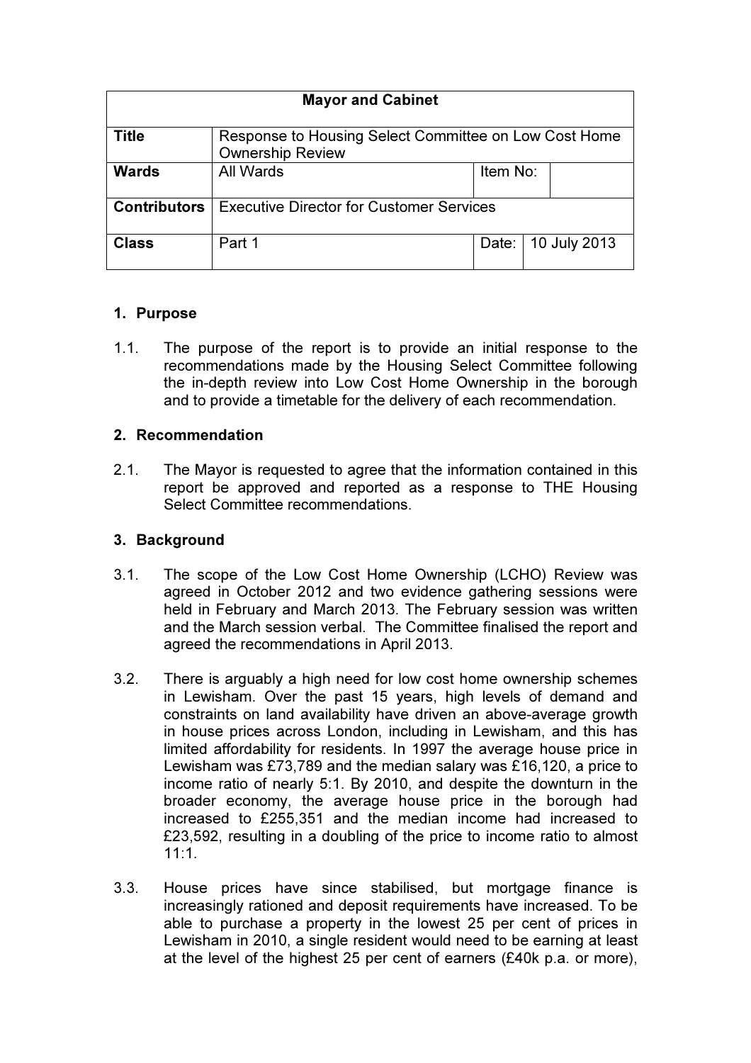| Mayor and Cabinet | | | |
|---|---|---|---|
| **Title** | Response to Housing Select Committee on Low Cost Home Ownership Review | | |
| **Wards** | All Wards | Item No: | |
| **Contributors** | Executive Director for Customer Services | | |
| **Class** | Part 1 | Date: | 10 July 2013 |

## 1. Purpose

1.1. The purpose of the report is to provide an initial response to the recommendations made by the Housing Select Committee following the in-depth review into Low Cost Home Ownership in the borough and to provide a timetable for the delivery of each recommendation.

## 2. Recommendation

2.1. The Mayor is requested to agree that the information contained in this report be approved and reported as a response to THE Housing Select Committee recommendations.

## 3. Background

3.1. The scope of the Low Cost Home Ownership (LCHO) Review was agreed in October 2012 and two evidence gathering sessions were held in February and March 2013. The February session was written and the March session verbal. The Committee finalised the report and agreed the recommendations in April 2013.

3.2. There is arguably a high need for low cost home ownership schemes in Lewisham. Over the past 15 years, high levels of demand and constraints on land availability have driven an above-average growth in house prices across London, including in Lewisham, and this has limited affordability for residents. In 1997 the average house price in Lewisham was £73,789 and the median salary was £16,120, a price to income ratio of nearly 5:1. By 2010, and despite the downturn in the broader economy, the average house price in the borough had increased to £255,351 and the median income had increased to £23,592, resulting in a doubling of the price to income ratio to almost 11:1.

3.3. House prices have since stabilised, but mortgage finance is increasingly rationed and deposit requirements have increased. To be able to purchase a property in the lowest 25 per cent of prices in Lewisham in 2010, a single resident would need to be earning at least at the level of the highest 25 per cent of earners (£40k p.a. or more),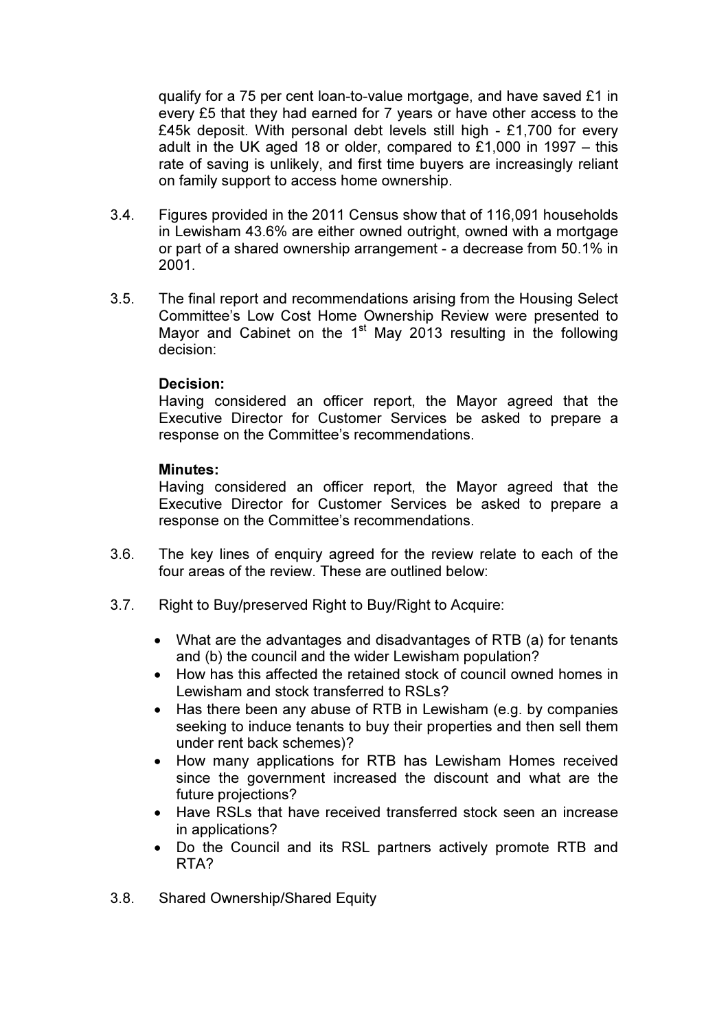qualify for a 75 per cent loan-to-value mortgage, and have saved £1 in every £5 that they had earned for 7 years or have other access to the £45k deposit. With personal debt levels still high - £1,700 for every adult in the UK aged 18 or older, compared to £1,000 in 1997 – this rate of saving is unlikely, and first time buyers are increasingly reliant on family support to access home ownership.

3.4. Figures provided in the 2011 Census show that of 116,091 households in Lewisham 43.6% are either owned outright, owned with a mortgage or part of a shared ownership arrangement - a decrease from 50.1% in 2001.

3.5. The final report and recommendations arising from the Housing Select Committee's Low Cost Home Ownership Review were presented to Mayor and Cabinet on the 1st May 2013 resulting in the following decision:

**Decision:**
Having considered an officer report, the Mayor agreed that the Executive Director for Customer Services be asked to prepare a response on the Committee's recommendations.

**Minutes:**
Having considered an officer report, the Mayor agreed that the Executive Director for Customer Services be asked to prepare a response on the Committee's recommendations.

3.6. The key lines of enquiry agreed for the review relate to each of the four areas of the review. These are outlined below:

3.7. Right to Buy/preserved Right to Buy/Right to Acquire:

- What are the advantages and disadvantages of RTB (a) for tenants and (b) the council and the wider Lewisham population?
- How has this affected the retained stock of council owned homes in Lewisham and stock transferred to RSLs?
- Has there been any abuse of RTB in Lewisham (e.g. by companies seeking to induce tenants to buy their properties and then sell them under rent back schemes)?
- How many applications for RTB has Lewisham Homes received since the government increased the discount and what are the future projections?
- Have RSLs that have received transferred stock seen an increase in applications?
- Do the Council and its RSL partners actively promote RTB and RTA?

3.8. Shared Ownership/Shared Equity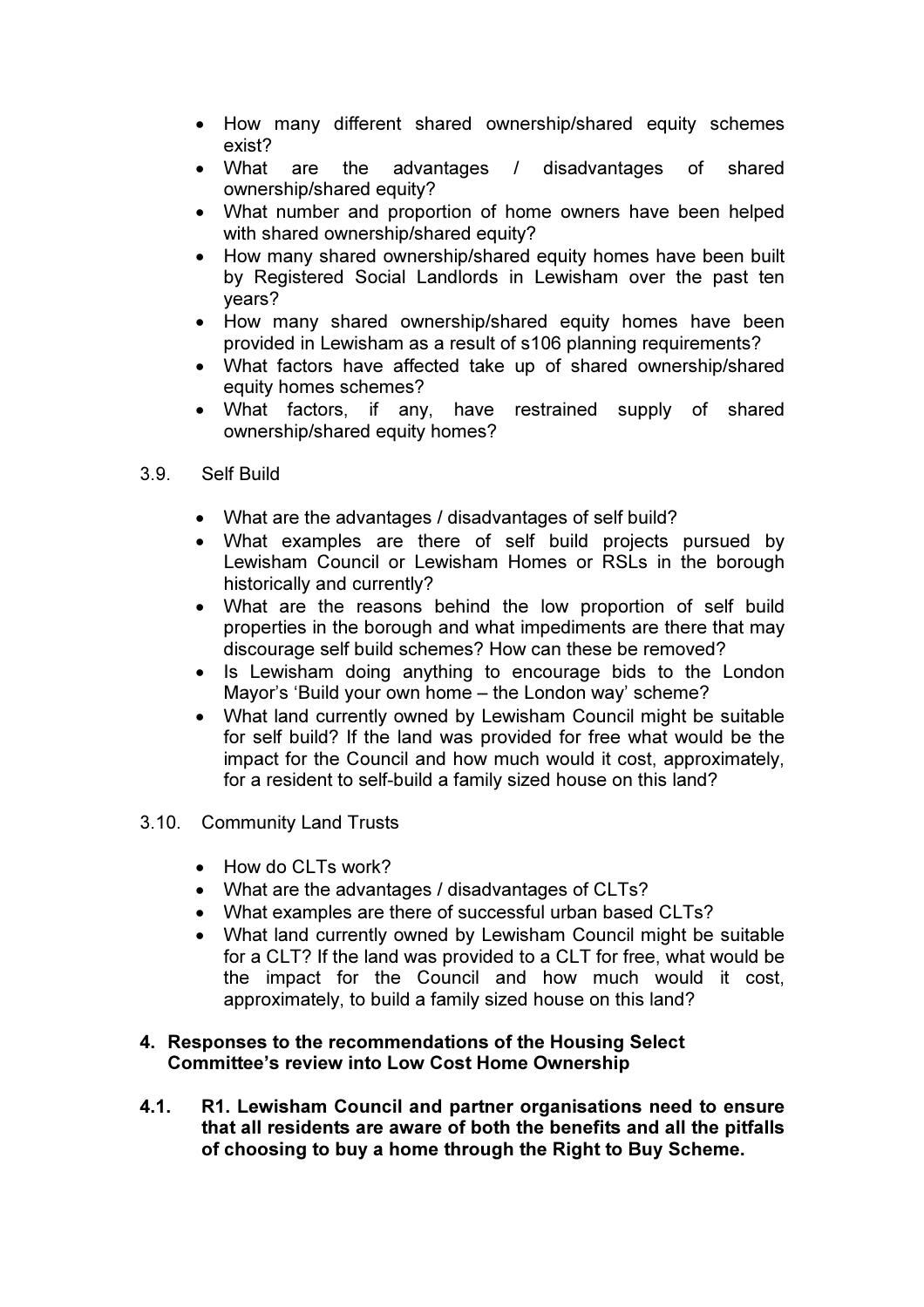- How many different shared ownership/shared equity schemes exist?
- What are the advantages / disadvantages of shared ownership/shared equity?
- What number and proportion of home owners have been helped with shared ownership/shared equity?
- How many shared ownership/shared equity homes have been built by Registered Social Landlords in Lewisham over the past ten years?
- How many shared ownership/shared equity homes have been provided in Lewisham as a result of s106 planning requirements?
- What factors have affected take up of shared ownership/shared equity homes schemes?
- What factors, if any, have restrained supply of shared ownership/shared equity homes?

3.9. Self Build

- What are the advantages / disadvantages of self build?
- What examples are there of self build projects pursued by Lewisham Council or Lewisham Homes or RSLs in the borough historically and currently?
- What are the reasons behind the low proportion of self build properties in the borough and what impediments are there that may discourage self build schemes? How can these be removed?
- Is Lewisham doing anything to encourage bids to the London Mayor's 'Build your own home – the London way' scheme?
- What land currently owned by Lewisham Council might be suitable for self build? If the land was provided for free what would be the impact for the Council and how much would it cost, approximately, for a resident to self-build a family sized house on this land?

3.10. Community Land Trusts

- How do CLTs work?
- What are the advantages / disadvantages of CLTs?
- What examples are there of successful urban based CLTs?
- What land currently owned by Lewisham Council might be suitable for a CLT? If the land was provided to a CLT for free, what would be the impact for the Council and how much would it cost, approximately, to build a family sized house on this land?

## 4. Responses to the recommendations of the Housing Select Committee's review into Low Cost Home Ownership

**4.1. R1. Lewisham Council and partner organisations need to ensure that all residents are aware of both the benefits and all the pitfalls of choosing to buy a home through the Right to Buy Scheme.**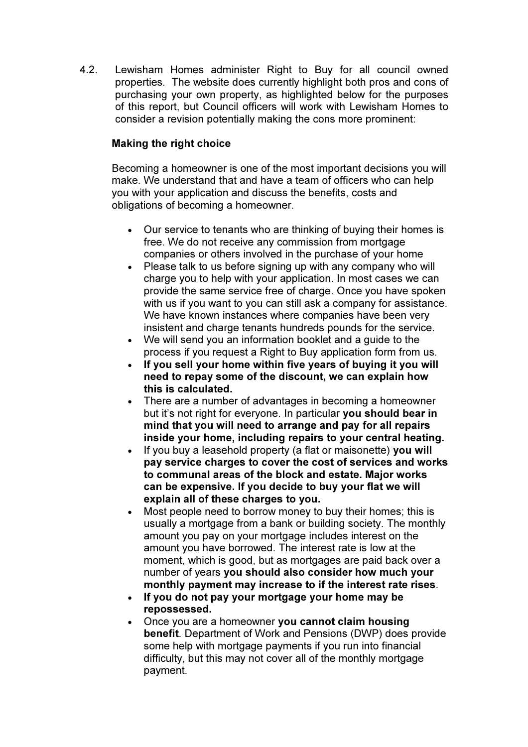4.2. Lewisham Homes administer Right to Buy for all council owned properties. The website does currently highlight both pros and cons of purchasing your own property, as highlighted below for the purposes of this report, but Council officers will work with Lewisham Homes to consider a revision potentially making the cons more prominent:

**Making the right choice**

Becoming a homeowner is one of the most important decisions you will make. We understand that and have a team of officers who can help you with your application and discuss the benefits, costs and obligations of becoming a homeowner.

- Our service to tenants who are thinking of buying their homes is free. We do not receive any commission from mortgage companies or others involved in the purchase of your home
- Please talk to us before signing up with any company who will charge you to help with your application. In most cases we can provide the same service free of charge. Once you have spoken with us if you want to you can still ask a company for assistance. We have known instances where companies have been very insistent and charge tenants hundreds pounds for the service.
- We will send you an information booklet and a guide to the process if you request a Right to Buy application form from us.
- **If you sell your home within five years of buying it you will need to repay some of the discount, we can explain how this is calculated.**
- There are a number of advantages in becoming a homeowner but it's not right for everyone. In particular **you should bear in mind that you will need to arrange and pay for all repairs inside your home, including repairs to your central heating.**
- If you buy a leasehold property (a flat or maisonette) **you will pay service charges to cover the cost of services and works to communal areas of the block and estate. Major works can be expensive. If you decide to buy your flat we will explain all of these charges to you.**
- Most people need to borrow money to buy their homes; this is usually a mortgage from a bank or building society. The monthly amount you pay on your mortgage includes interest on the amount you have borrowed. The interest rate is low at the moment, which is good, but as mortgages are paid back over a number of years **you should also consider how much your monthly payment may increase to if the interest rate rises**.
- **If you do not pay your mortgage your home may be repossessed.**
- Once you are a homeowner **you cannot claim housing benefit**. Department of Work and Pensions (DWP) does provide some help with mortgage payments if you run into financial difficulty, but this may not cover all of the monthly mortgage payment.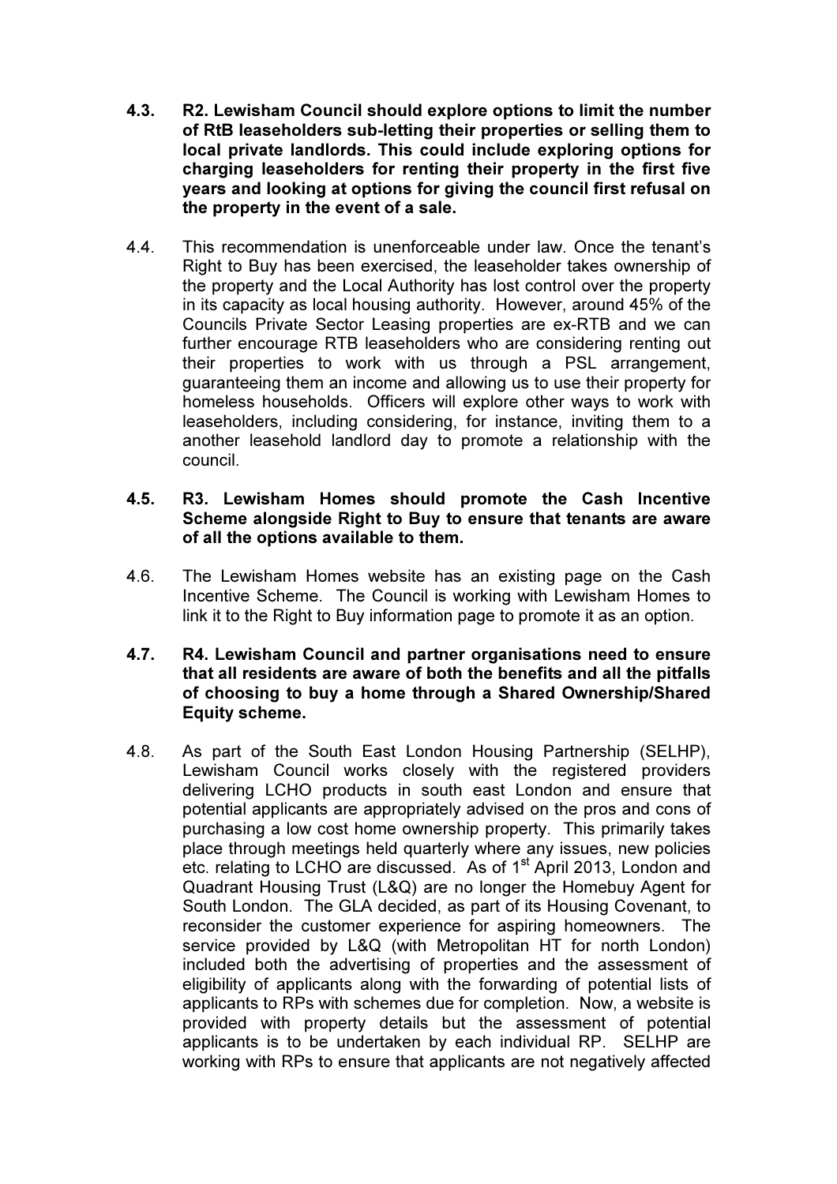**4.3. R2. Lewisham Council should explore options to limit the number of RtB leaseholders sub-letting their properties or selling them to local private landlords. This could include exploring options for charging leaseholders for renting their property in the first five years and looking at options for giving the council first refusal on the property in the event of a sale.**

4.4. This recommendation is unenforceable under law. Once the tenant's Right to Buy has been exercised, the leaseholder takes ownership of the property and the Local Authority has lost control over the property in its capacity as local housing authority. However, around 45% of the Councils Private Sector Leasing properties are ex-RTB and we can further encourage RTB leaseholders who are considering renting out their properties to work with us through a PSL arrangement, guaranteeing them an income and allowing us to use their property for homeless households. Officers will explore other ways to work with leaseholders, including considering, for instance, inviting them to a another leasehold landlord day to promote a relationship with the council.

**4.5. R3. Lewisham Homes should promote the Cash Incentive Scheme alongside Right to Buy to ensure that tenants are aware of all the options available to them.**

4.6. The Lewisham Homes website has an existing page on the Cash Incentive Scheme. The Council is working with Lewisham Homes to link it to the Right to Buy information page to promote it as an option.

**4.7. R4. Lewisham Council and partner organisations need to ensure that all residents are aware of both the benefits and all the pitfalls of choosing to buy a home through a Shared Ownership/Shared Equity scheme.**

4.8. As part of the South East London Housing Partnership (SELHP), Lewisham Council works closely with the registered providers delivering LCHO products in south east London and ensure that potential applicants are appropriately advised on the pros and cons of purchasing a low cost home ownership property. This primarily takes place through meetings held quarterly where any issues, new policies etc. relating to LCHO are discussed. As of 1st April 2013, London and Quadrant Housing Trust (L&Q) are no longer the Homebuy Agent for South London. The GLA decided, as part of its Housing Covenant, to reconsider the customer experience for aspiring homeowners. The service provided by L&Q (with Metropolitan HT for north London) included both the advertising of properties and the assessment of eligibility of applicants along with the forwarding of potential lists of applicants to RPs with schemes due for completion. Now, a website is provided with property details but the assessment of potential applicants is to be undertaken by each individual RP. SELHP are working with RPs to ensure that applicants are not negatively affected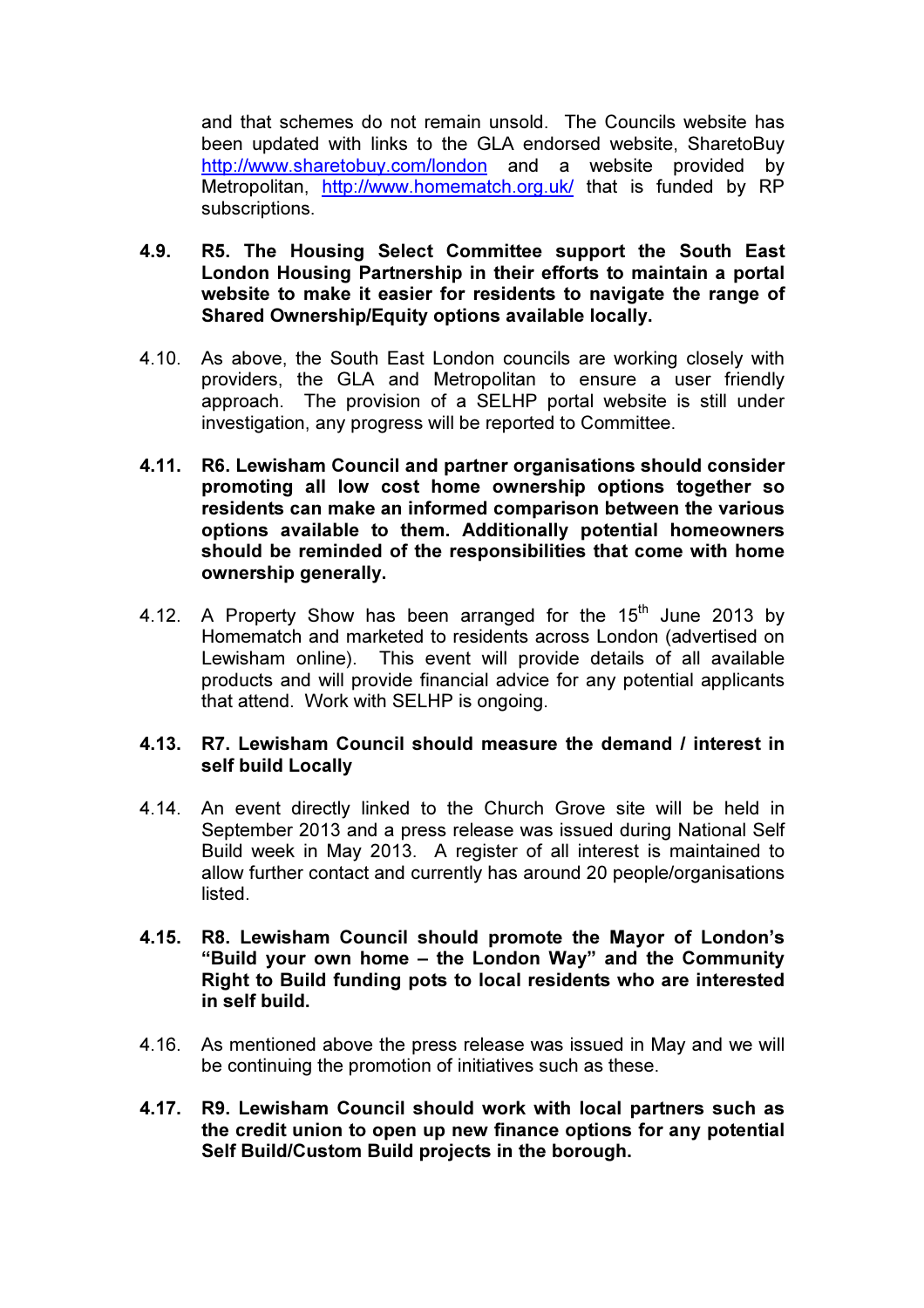and that schemes do not remain unsold. The Councils website has been updated with links to the GLA endorsed website, SharetoBuy http://www.sharetobuy.com/london and a website provided by Metropolitan, http://www.homematch.org.uk/ that is funded by RP subscriptions.

4.9. **R5. The Housing Select Committee support the South East London Housing Partnership in their efforts to maintain a portal website to make it easier for residents to navigate the range of Shared Ownership/Equity options available locally.**

4.10. As above, the South East London councils are working closely with providers, the GLA and Metropolitan to ensure a user friendly approach. The provision of a SELHP portal website is still under investigation, any progress will be reported to Committee.

4.11. **R6. Lewisham Council and partner organisations should consider promoting all low cost home ownership options together so residents can make an informed comparison between the various options available to them. Additionally potential homeowners should be reminded of the responsibilities that come with home ownership generally.**

4.12. A Property Show has been arranged for the 15th June 2013 by Homematch and marketed to residents across London (advertised on Lewisham online). This event will provide details of all available products and will provide financial advice for any potential applicants that attend. Work with SELHP is ongoing.

4.13. **R7. Lewisham Council should measure the demand / interest in self build Locally**

4.14. An event directly linked to the Church Grove site will be held in September 2013 and a press release was issued during National Self Build week in May 2013. A register of all interest is maintained to allow further contact and currently has around 20 people/organisations listed.

4.15. **R8. Lewisham Council should promote the Mayor of London's "Build your own home – the London Way" and the Community Right to Build funding pots to local residents who are interested in self build.**

4.16. As mentioned above the press release was issued in May and we will be continuing the promotion of initiatives such as these.

4.17. **R9. Lewisham Council should work with local partners such as the credit union to open up new finance options for any potential Self Build/Custom Build projects in the borough.**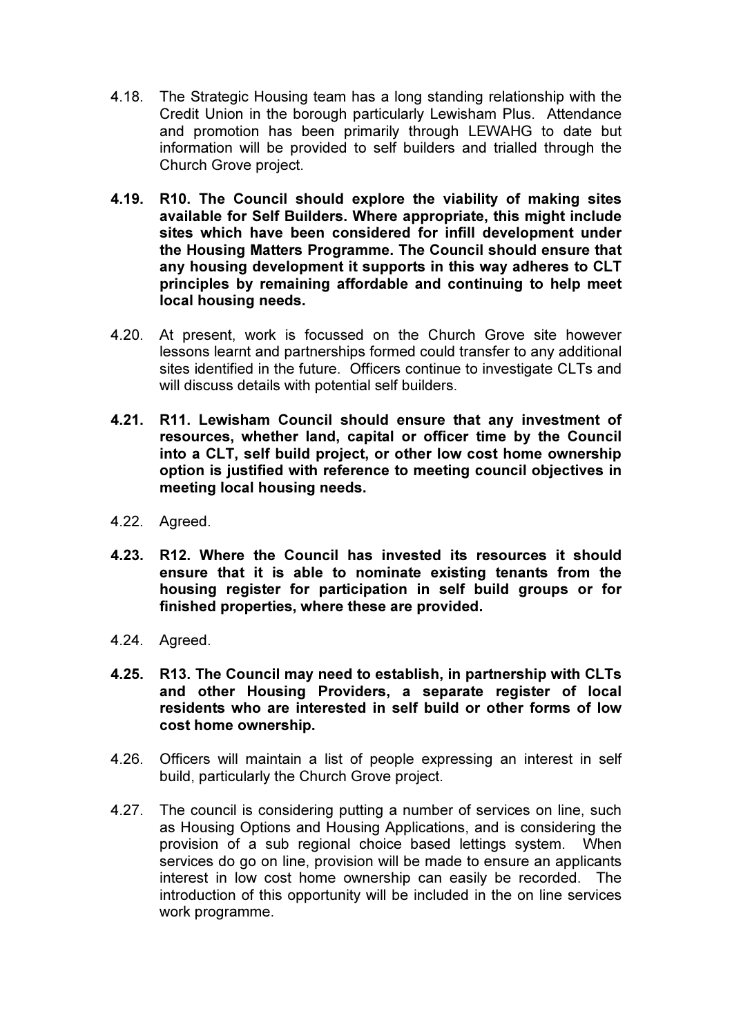4.18. The Strategic Housing team has a long standing relationship with the Credit Union in the borough particularly Lewisham Plus. Attendance and promotion has been primarily through LEWAHG to date but information will be provided to self builders and trialled through the Church Grove project.

**4.19. R10. The Council should explore the viability of making sites available for Self Builders. Where appropriate, this might include sites which have been considered for infill development under the Housing Matters Programme. The Council should ensure that any housing development it supports in this way adheres to CLT principles by remaining affordable and continuing to help meet local housing needs.**

4.20. At present, work is focussed on the Church Grove site however lessons learnt and partnerships formed could transfer to any additional sites identified in the future. Officers continue to investigate CLTs and will discuss details with potential self builders.

**4.21. R11. Lewisham Council should ensure that any investment of resources, whether land, capital or officer time by the Council into a CLT, self build project, or other low cost home ownership option is justified with reference to meeting council objectives in meeting local housing needs.**

4.22. Agreed.

**4.23. R12. Where the Council has invested its resources it should ensure that it is able to nominate existing tenants from the housing register for participation in self build groups or for finished properties, where these are provided.**

4.24. Agreed.

**4.25. R13. The Council may need to establish, in partnership with CLTs and other Housing Providers, a separate register of local residents who are interested in self build or other forms of low cost home ownership.**

4.26. Officers will maintain a list of people expressing an interest in self build, particularly the Church Grove project.

4.27. The council is considering putting a number of services on line, such as Housing Options and Housing Applications, and is considering the provision of a sub regional choice based lettings system. When services do go on line, provision will be made to ensure an applicants interest in low cost home ownership can easily be recorded. The introduction of this opportunity will be included in the on line services work programme.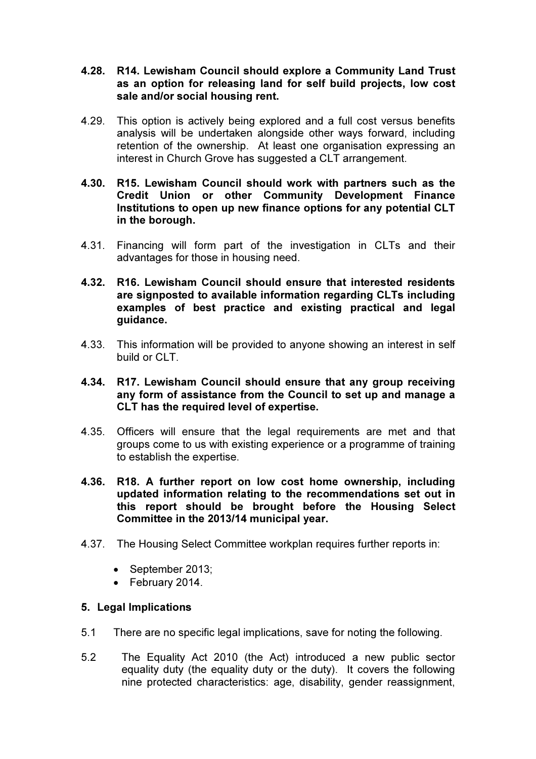**4.28. R14. Lewisham Council should explore a Community Land Trust as an option for releasing land for self build projects, low cost sale and/or social housing rent.**

4.29. This option is actively being explored and a full cost versus benefits analysis will be undertaken alongside other ways forward, including retention of the ownership. At least one organisation expressing an interest in Church Grove has suggested a CLT arrangement.

**4.30. R15. Lewisham Council should work with partners such as the Credit Union or other Community Development Finance Institutions to open up new finance options for any potential CLT in the borough.**

4.31. Financing will form part of the investigation in CLTs and their advantages for those in housing need.

**4.32. R16. Lewisham Council should ensure that interested residents are signposted to available information regarding CLTs including examples of best practice and existing practical and legal guidance.**

4.33. This information will be provided to anyone showing an interest in self build or CLT.

**4.34. R17. Lewisham Council should ensure that any group receiving any form of assistance from the Council to set up and manage a CLT has the required level of expertise.**

4.35. Officers will ensure that the legal requirements are met and that groups come to us with existing experience or a programme of training to establish the expertise.

**4.36. R18. A further report on low cost home ownership, including updated information relating to the recommendations set out in this report should be brought before the Housing Select Committee in the 2013/14 municipal year.**

4.37. The Housing Select Committee workplan requires further reports in:

- September 2013;
- February 2014.

## 5. Legal Implications

5.1 There are no specific legal implications, save for noting the following.

5.2 The Equality Act 2010 (the Act) introduced a new public sector equality duty (the equality duty or the duty). It covers the following nine protected characteristics: age, disability, gender reassignment,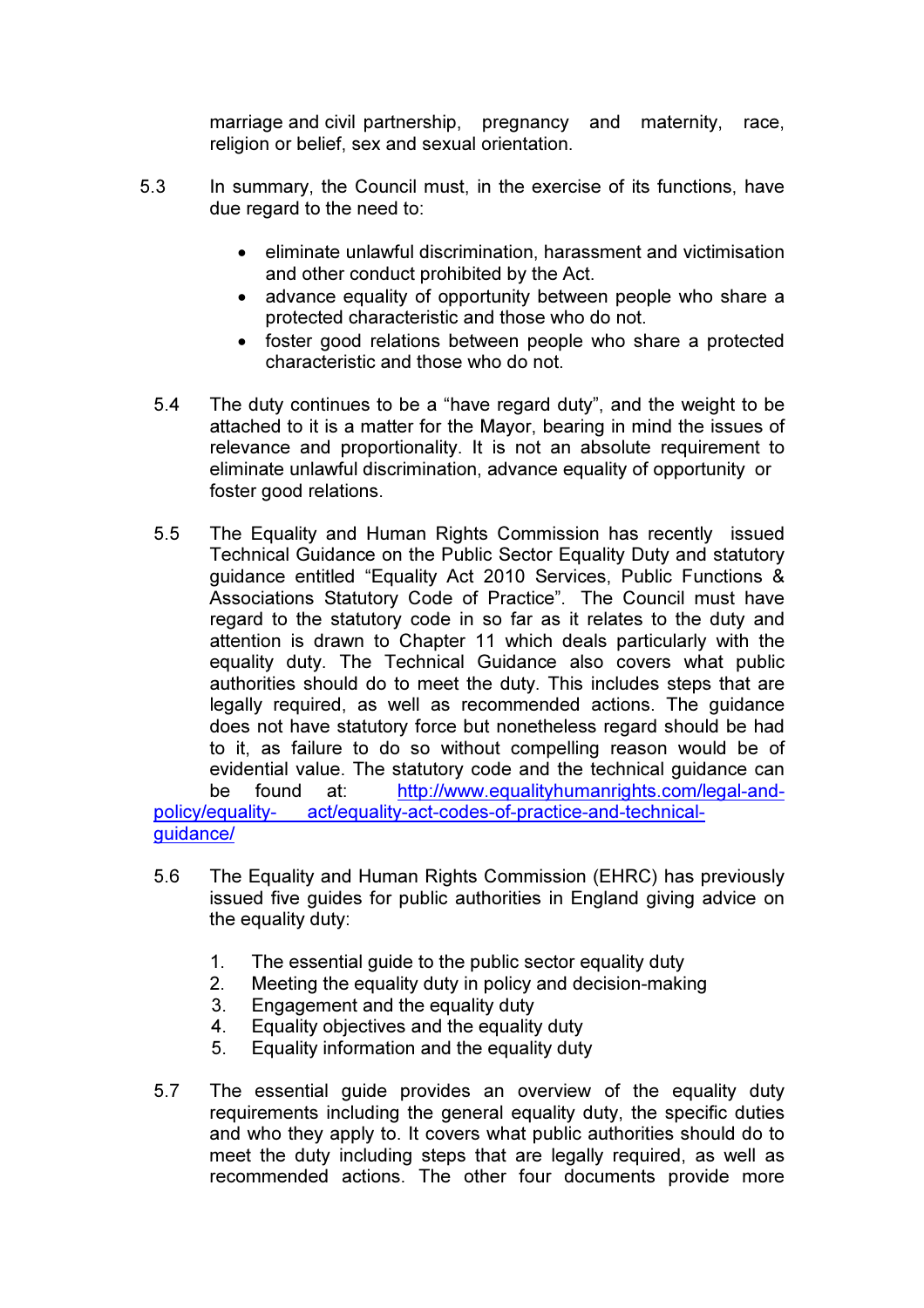marriage and civil partnership, pregnancy and maternity, race, religion or belief, sex and sexual orientation.

5.3 In summary, the Council must, in the exercise of its functions, have due regard to the need to:

- eliminate unlawful discrimination, harassment and victimisation and other conduct prohibited by the Act.
- advance equality of opportunity between people who share a protected characteristic and those who do not.
- foster good relations between people who share a protected characteristic and those who do not.

5.4 The duty continues to be a "have regard duty", and the weight to be attached to it is a matter for the Mayor, bearing in mind the issues of relevance and proportionality. It is not an absolute requirement to eliminate unlawful discrimination, advance equality of opportunity or foster good relations.

5.5 The Equality and Human Rights Commission has recently issued Technical Guidance on the Public Sector Equality Duty and statutory guidance entitled "Equality Act 2010 Services, Public Functions & Associations Statutory Code of Practice". The Council must have regard to the statutory code in so far as it relates to the duty and attention is drawn to Chapter 11 which deals particularly with the equality duty. The Technical Guidance also covers what public authorities should do to meet the duty. This includes steps that are legally required, as well as recommended actions. The guidance does not have statutory force but nonetheless regard should be had to it, as failure to do so without compelling reason would be of evidential value. The statutory code and the technical guidance can be found at: http://www.equalityhumanrights.com/legal-and-policy/equality-act/equality-act-codes-of-practice-and-technical-guidance/

5.6 The Equality and Human Rights Commission (EHRC) has previously issued five guides for public authorities in England giving advice on the equality duty:

1. The essential guide to the public sector equality duty
2. Meeting the equality duty in policy and decision-making
3. Engagement and the equality duty
4. Equality objectives and the equality duty
5. Equality information and the equality duty

5.7 The essential guide provides an overview of the equality duty requirements including the general equality duty, the specific duties and who they apply to. It covers what public authorities should do to meet the duty including steps that are legally required, as well as recommended actions. The other four documents provide more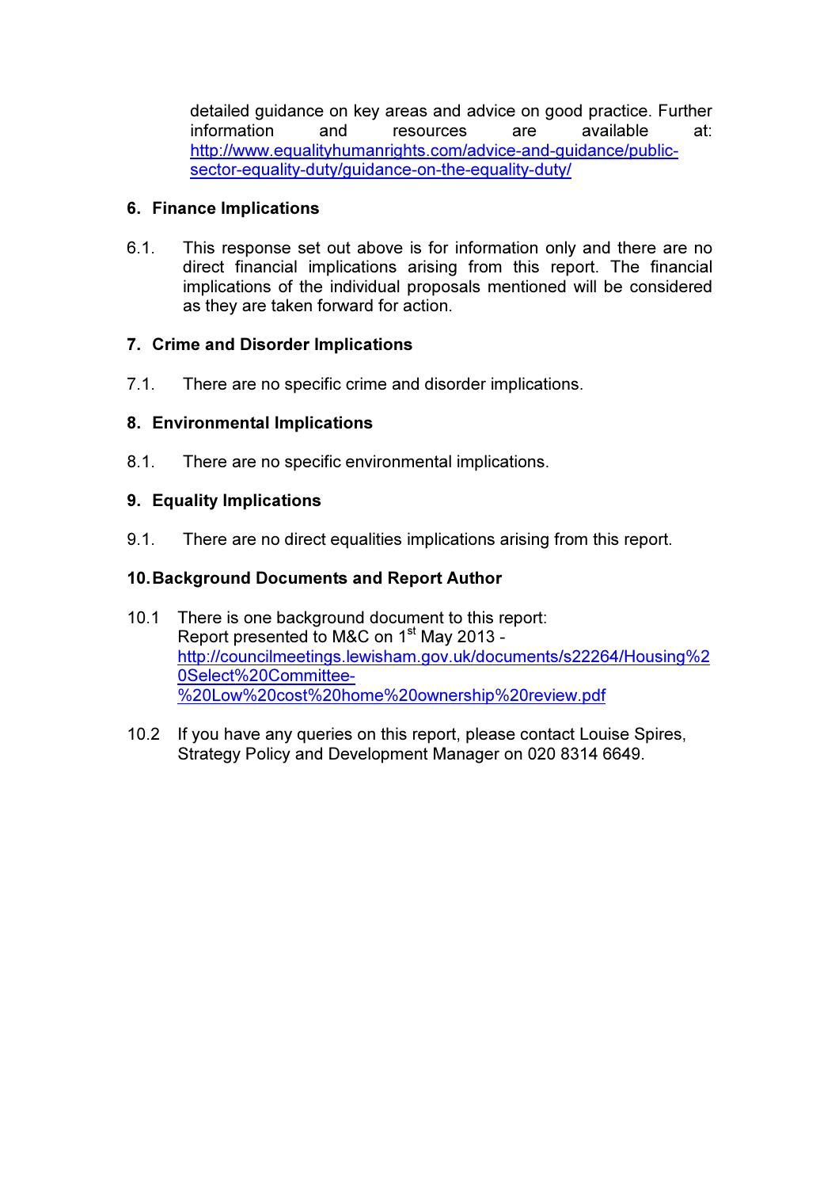detailed guidance on key areas and advice on good practice. Further information and resources are available at: http://www.equalityhumanrights.com/advice-and-guidance/public-sector-equality-duty/guidance-on-the-equality-duty/

## 6. Finance Implications

6.1. This response set out above is for information only and there are no direct financial implications arising from this report. The financial implications of the individual proposals mentioned will be considered as they are taken forward for action.

## 7. Crime and Disorder Implications

7.1. There are no specific crime and disorder implications.

## 8. Environmental Implications

8.1. There are no specific environmental implications.

## 9. Equality Implications

9.1. There are no direct equalities implications arising from this report.

## 10. Background Documents and Report Author

10.1 There is one background document to this report:
Report presented to M&C on 1st May 2013 - http://councilmeetings.lewisham.gov.uk/documents/s22264/Housing%20Select%20Committee-%20Low%20cost%20home%20ownership%20review.pdf

10.2 If you have any queries on this report, please contact Louise Spires, Strategy Policy and Development Manager on 020 8314 6649.